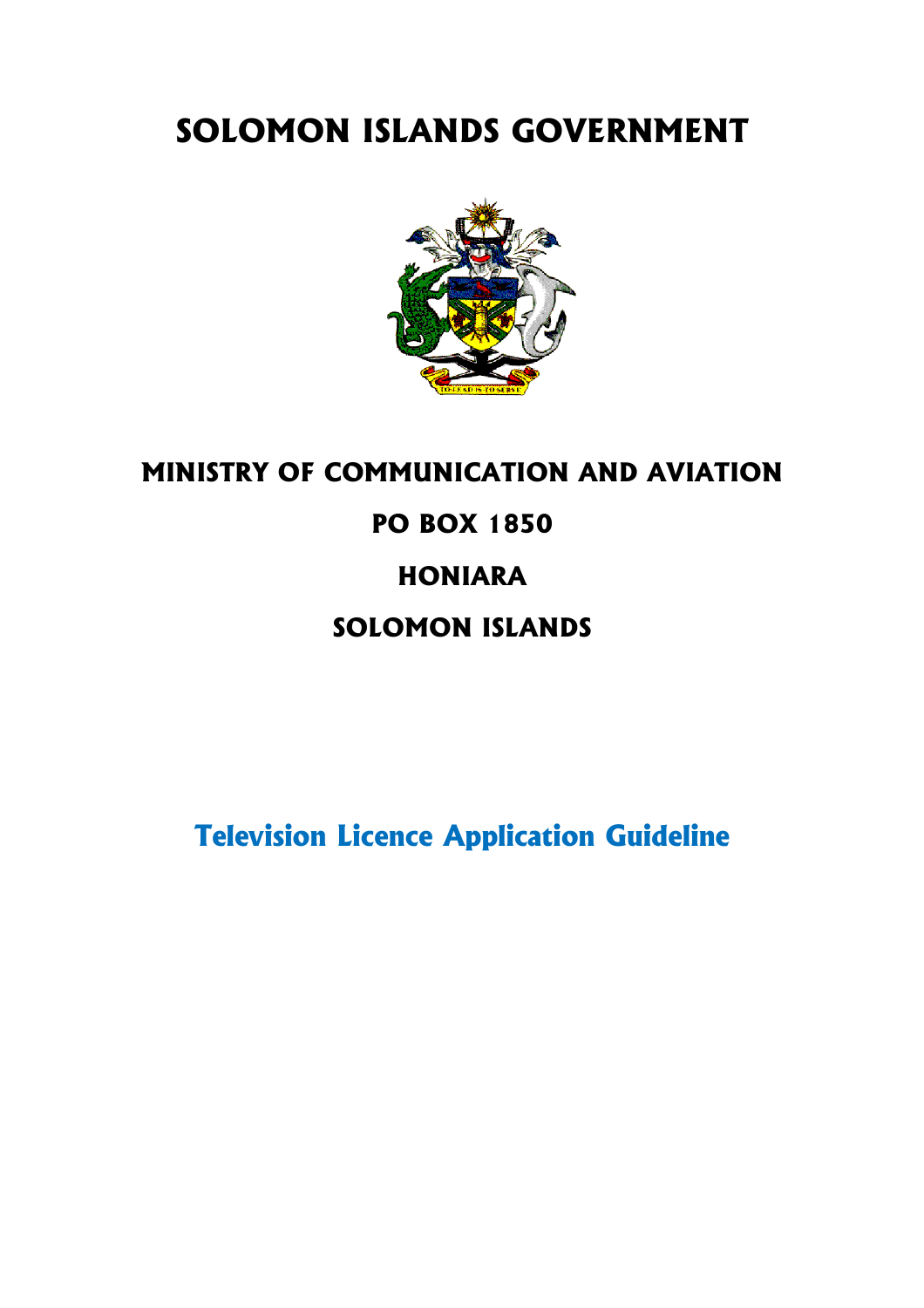# SOLOMON ISLANDS GOVERNMENT

## MINISTRY OF COMMUNICATION AND AVIATION

## PO BOX 1850

## HONIARA

## SOLOMON ISLANDS

# Television Licence Application Guideline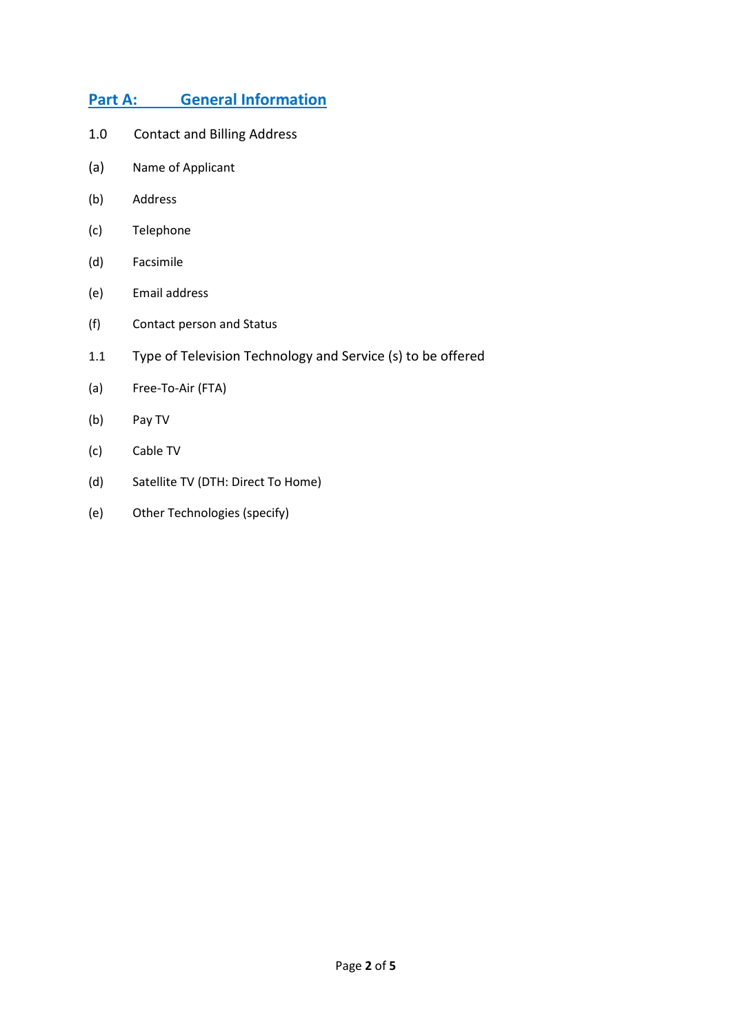## Part A: General Information

1.0 Contact and Billing Address

(a) Name of Applicant

(b) Address

(c) Telephone

(d) Facsimile

(e) Email address

(f) Contact person and Status

1.1 Type of Television Technology and Service (s) to be offered

(a) Free-To-Air (FTA)

(b) Pay TV

(c) Cable TV

(d) Satellite TV (DTH: Direct To Home)

(e) Other Technologies (specify)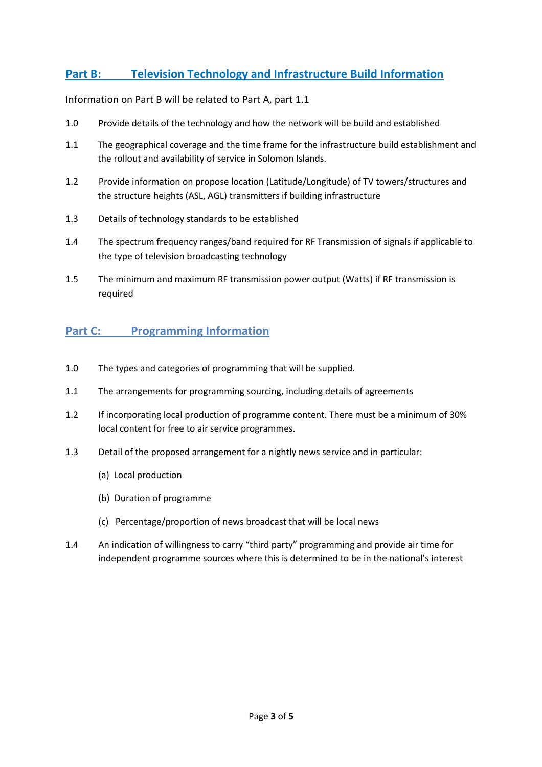## Part B: Television Technology and Infrastructure Build Information

Information on Part B will be related to Part A, part 1.1

1.0 Provide details of the technology and how the network will be build and established

1.1 The geographical coverage and the time frame for the infrastructure build establishment and the rollout and availability of service in Solomon Islands.

1.2 Provide information on propose location (Latitude/Longitude) of TV towers/structures and the structure heights (ASL, AGL) transmitters if building infrastructure

1.3 Details of technology standards to be established

1.4 The spectrum frequency ranges/band required for RF Transmission of signals if applicable to the type of television broadcasting technology

1.5 The minimum and maximum RF transmission power output (Watts) if RF transmission is required

## Part C: Programming Information

1.0 The types and categories of programming that will be supplied.

1.1 The arrangements for programming sourcing, including details of agreements

1.2 If incorporating local production of programme content. There must be a minimum of 30% local content for free to air service programmes.

1.3 Detail of the proposed arrangement for a nightly news service and in particular:

(a) Local production

(b) Duration of programme

(c) Percentage/proportion of news broadcast that will be local news

1.4 An indication of willingness to carry "third party" programming and provide air time for independent programme sources where this is determined to be in the national's interest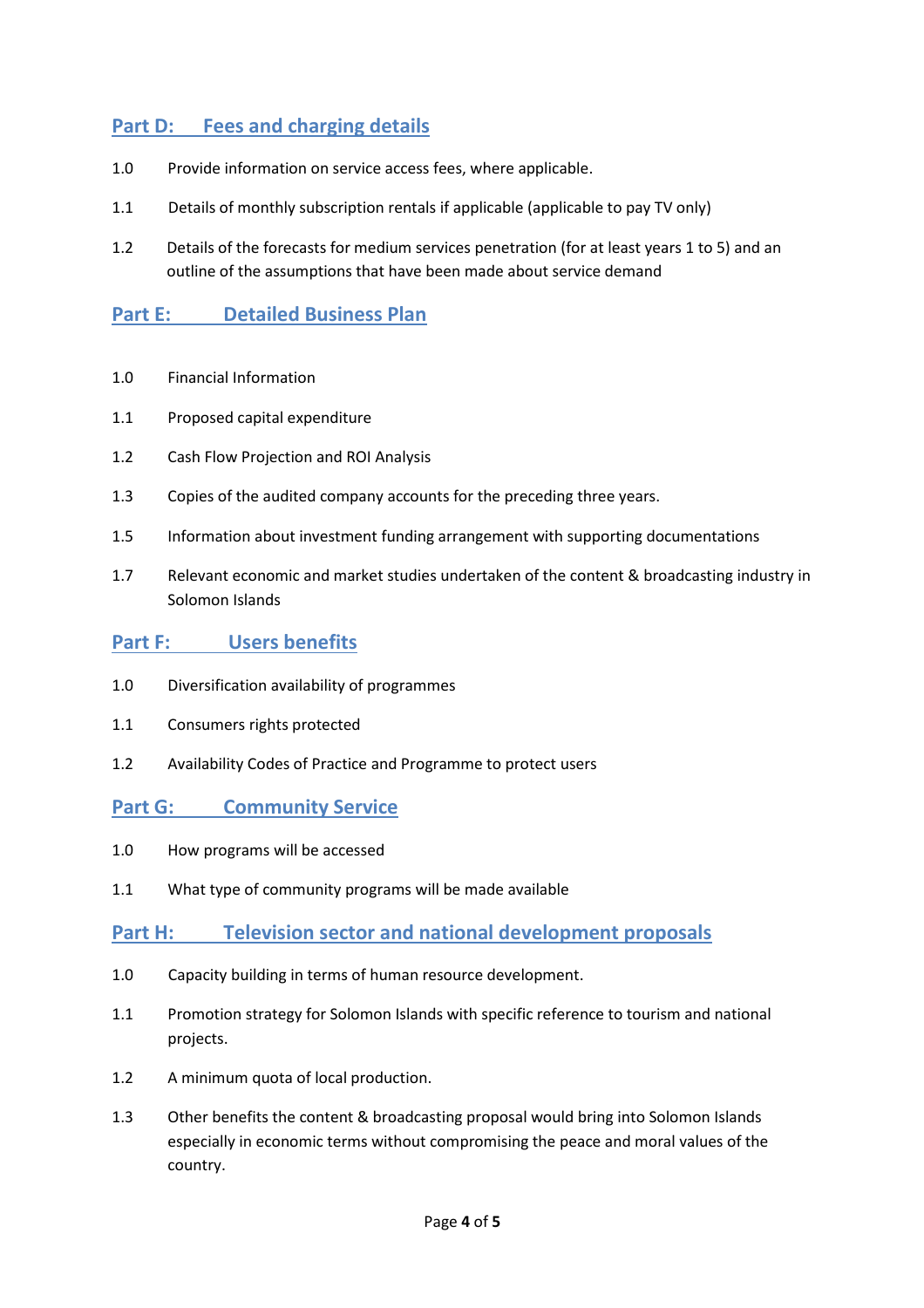## Part D: Fees and charging details

1.0 Provide information on service access fees, where applicable.

1.1 Details of monthly subscription rentals if applicable (applicable to pay TV only)

1.2 Details of the forecasts for medium services penetration (for at least years 1 to 5) and an outline of the assumptions that have been made about service demand

## Part E: Detailed Business Plan

1.0 Financial Information

1.1 Proposed capital expenditure

1.2 Cash Flow Projection and ROI Analysis

1.3 Copies of the audited company accounts for the preceding three years.

1.5 Information about investment funding arrangement with supporting documentations

1.7 Relevant economic and market studies undertaken of the content & broadcasting industry in Solomon Islands

## Part F: Users benefits

1.0 Diversification availability of programmes

1.1 Consumers rights protected

1.2 Availability Codes of Practice and Programme to protect users

## Part G: Community Service

1.0 How programs will be accessed

1.1 What type of community programs will be made available

## Part H: Television sector and national development proposals

1.0 Capacity building in terms of human resource development.

1.1 Promotion strategy for Solomon Islands with specific reference to tourism and national projects.

1.2 A minimum quota of local production.

1.3 Other benefits the content & broadcasting proposal would bring into Solomon Islands especially in economic terms without compromising the peace and moral values of the country.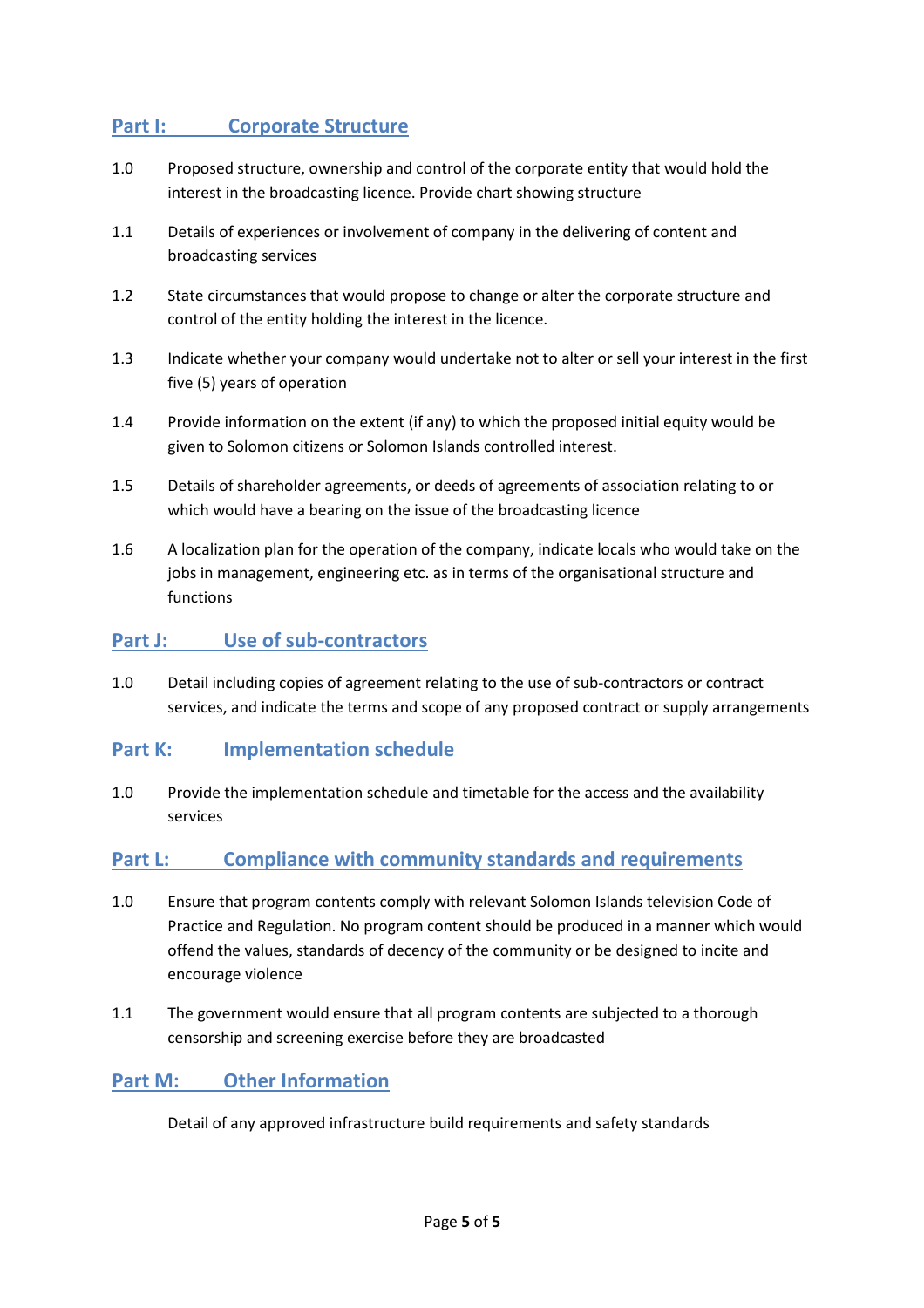## Part I: Corporate Structure

1.0 Proposed structure, ownership and control of the corporate entity that would hold the interest in the broadcasting licence. Provide chart showing structure

1.1 Details of experiences or involvement of company in the delivering of content and broadcasting services

1.2 State circumstances that would propose to change or alter the corporate structure and control of the entity holding the interest in the licence.

1.3 Indicate whether your company would undertake not to alter or sell your interest in the first five (5) years of operation

1.4 Provide information on the extent (if any) to which the proposed initial equity would be given to Solomon citizens or Solomon Islands controlled interest.

1.5 Details of shareholder agreements, or deeds of agreements of association relating to or which would have a bearing on the issue of the broadcasting licence

1.6 A localization plan for the operation of the company, indicate locals who would take on the jobs in management, engineering etc. as in terms of the organisational structure and functions

## Part J: Use of sub-contractors

1.0 Detail including copies of agreement relating to the use of sub-contractors or contract services, and indicate the terms and scope of any proposed contract or supply arrangements

## Part K: Implementation schedule

1.0 Provide the implementation schedule and timetable for the access and the availability services

## Part L: Compliance with community standards and requirements

1.0 Ensure that program contents comply with relevant Solomon Islands television Code of Practice and Regulation. No program content should be produced in a manner which would offend the values, standards of decency of the community or be designed to incite and encourage violence

1.1 The government would ensure that all program contents are subjected to a thorough censorship and screening exercise before they are broadcasted

## Part M: Other Information

Detail of any approved infrastructure build requirements and safety standards